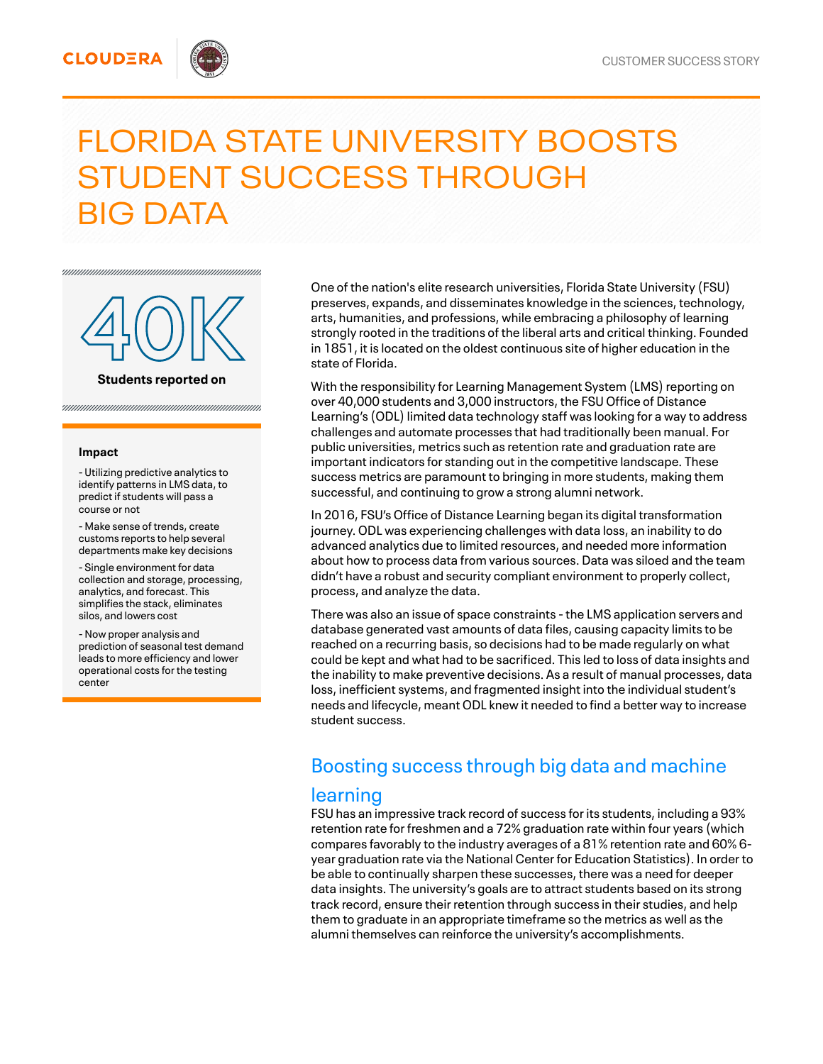CUSTOMER SUCCESS STORY

# FLORIDA STATE UNIVERSITY BOOSTS STUDENT SUCCESS THROUGH BIG DATA

**40K**

**Students reported on**

**Impact**

- Utilizing predictive analytics to identify patterns in LMS data, to predict if students will pass a course or not

- Make sense of trends, create customs reports to help several departments make key decisions

- Single environment for data collection and storage, processing, analytics, and forecast. This simplifies the stack, eliminates silos, and lowers cost

- Now proper analysis and prediction of seasonal test demand leads to more efficiency and lower operational costs for the testing center

One of the nation's elite research universities, Florida State University (FSU) preserves, expands, and disseminates knowledge in the sciences, technology, arts, humanities, and professions, while embracing a philosophy of learning strongly rooted in the traditions of the liberal arts and critical thinking. Founded in 1851, it is located on the oldest continuous site of higher education in the state of Florida.

With the responsibility for Learning Management System (LMS) reporting on over 40,000 students and 3,000 instructors, the FSU Office of Distance Learning's (ODL) limited data technology staff was looking for a way to address challenges and automate processes that had traditionally been manual. For public universities, metrics such as retention rate and graduation rate are important indicators for standing out in the competitive landscape. These success metrics are paramount to bringing in more students, making them successful, and continuing to grow a strong alumni network.

In 2016, FSU's Office of Distance Learning began its digital transformation journey. ODL was experiencing challenges with data loss, an inability to do advanced analytics due to limited resources, and needed more information about how to process data from various sources. Data was siloed and the team didn't have a robust and security compliant environment to properly collect, process, and analyze the data.

There was also an issue of space constraints - the LMS application servers and database generated vast amounts of data files, causing capacity limits to be reached on a recurring basis, so decisions had to be made regularly on what could be kept and what had to be sacrificed. This led to loss of data insights and the inability to make preventive decisions. As a result of manual processes, data loss, inefficient systems, and fragmented insight into the individual student's needs and lifecycle, meant ODL knew it needed to find a better way to increase student success.

## Boosting success through big data and machine learning

FSU has an impressive track record of success for its students, including a 93% retention rate for freshmen and a 72% graduation rate within four years (which compares favorably to the industry averages of a 81% retention rate and 60% 6-year graduation rate via the National Center for Education Statistics). In order to be able to continually sharpen these successes, there was a need for deeper data insights. The university's goals are to attract students based on its strong track record, ensure their retention through success in their studies, and help them to graduate in an appropriate timeframe so the metrics as well as the alumni themselves can reinforce the university's accomplishments.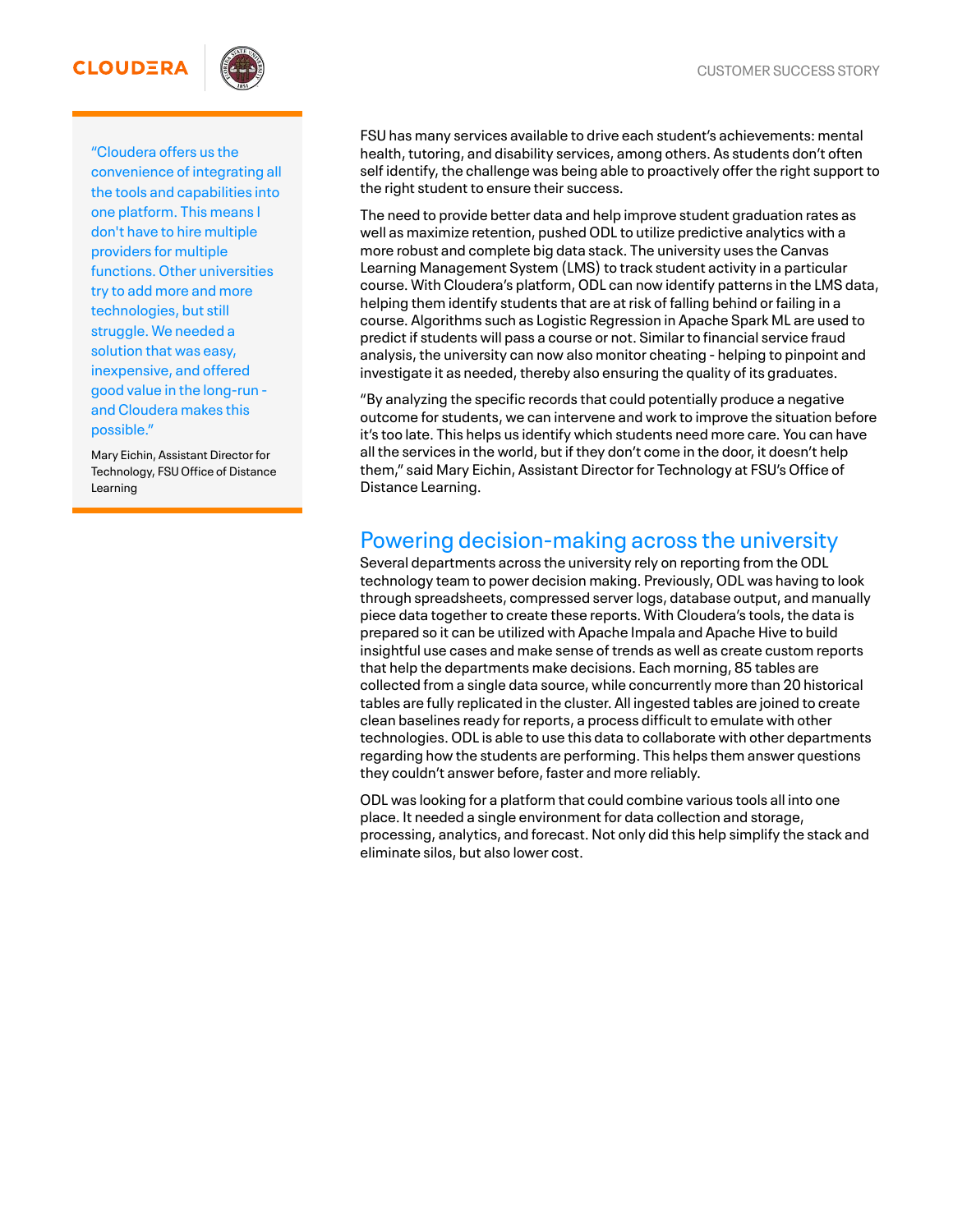> "Cloudera offers us the convenience of integrating all the tools and capabilities into one platform. This means I don't have to hire multiple providers for multiple functions. Other universities try to add more and more technologies, but still struggle. We needed a solution that was easy, inexpensive, and offered good value in the long-run - and Cloudera makes this possible."
>
> Mary Eichin, Assistant Director for Technology, FSU Office of Distance Learning

FSU has many services available to drive each student's achievements: mental health, tutoring, and disability services, among others. As students don't often self identify, the challenge was being able to proactively offer the right support to the right student to ensure their success.

The need to provide better data and help improve student graduation rates as well as maximize retention, pushed ODL to utilize predictive analytics with a more robust and complete big data stack. The university uses the Canvas Learning Management System (LMS) to track student activity in a particular course. With Cloudera's platform, ODL can now identify patterns in the LMS data, helping them identify students that are at risk of falling behind or failing in a course. Algorithms such as Logistic Regression in Apache Spark ML are used to predict if students will pass a course or not. Similar to financial service fraud analysis, the university can now also monitor cheating - helping to pinpoint and investigate it as needed, thereby also ensuring the quality of its graduates.

"By analyzing the specific records that could potentially produce a negative outcome for students, we can intervene and work to improve the situation before it's too late. This helps us identify which students need more care. You can have all the services in the world, but if they don't come in the door, it doesn't help them," said Mary Eichin, Assistant Director for Technology at FSU's Office of Distance Learning.

## Powering decision-making across the university

Several departments across the university rely on reporting from the ODL technology team to power decision making. Previously, ODL was having to look through spreadsheets, compressed server logs, database output, and manually piece data together to create these reports. With Cloudera's tools, the data is prepared so it can be utilized with Apache Impala and Apache Hive to build insightful use cases and make sense of trends as well as create custom reports that help the departments make decisions. Each morning, 85 tables are collected from a single data source, while concurrently more than 20 historical tables are fully replicated in the cluster. All ingested tables are joined to create clean baselines ready for reports, a process difficult to emulate with other technologies. ODL is able to use this data to collaborate with other departments regarding how the students are performing. This helps them answer questions they couldn't answer before, faster and more reliably.

ODL was looking for a platform that could combine various tools all into one place. It needed a single environment for data collection and storage, processing, analytics, and forecast. Not only did this help simplify the stack and eliminate silos, but also lower cost.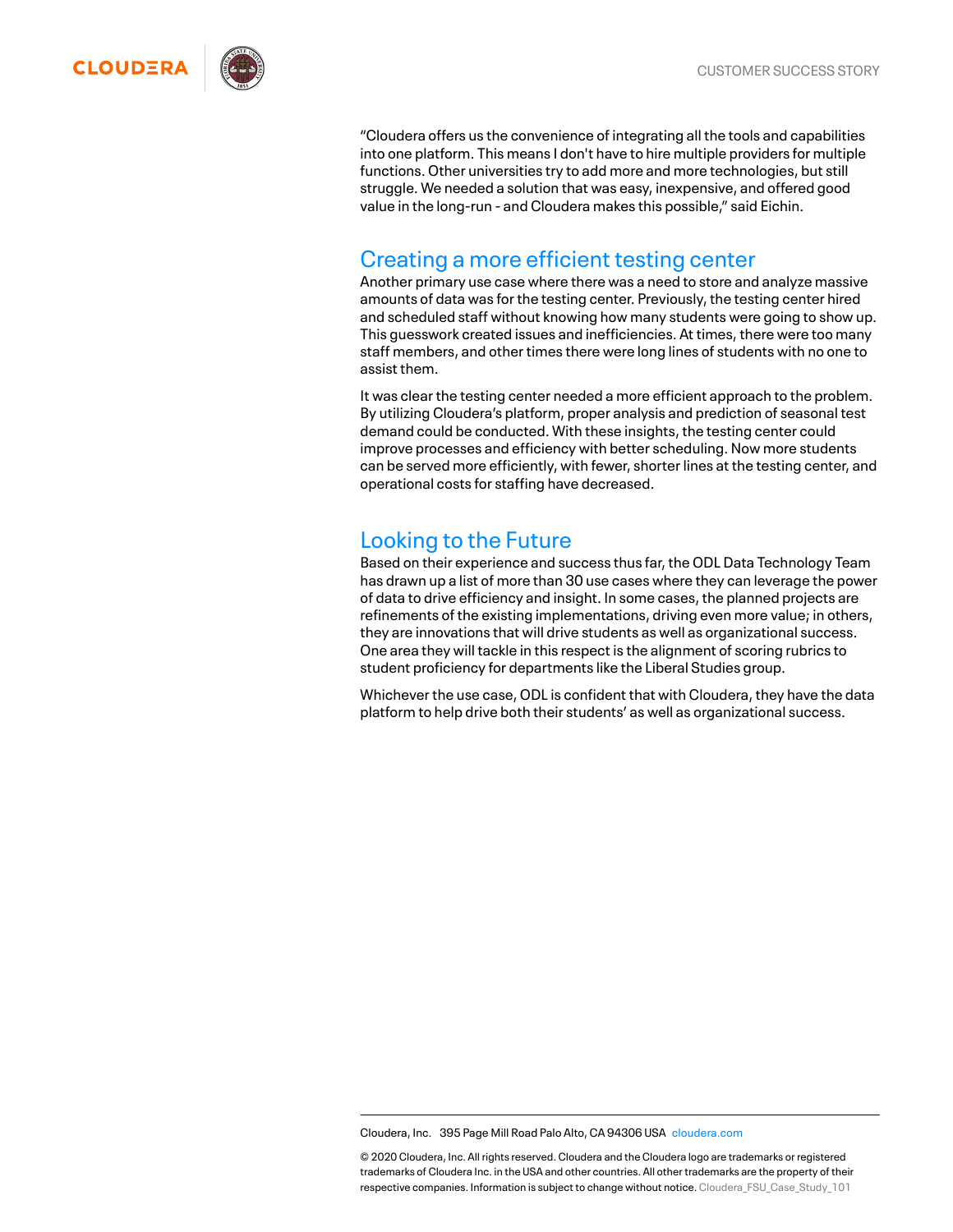"Cloudera offers us the convenience of integrating all the tools and capabilities into one platform. This means I don't have to hire multiple providers for multiple functions. Other universities try to add more and more technologies, but still struggle. We needed a solution that was easy, inexpensive, and offered good value in the long-run - and Cloudera makes this possible," said Eichin.

## Creating a more efficient testing center

Another primary use case where there was a need to store and analyze massive amounts of data was for the testing center. Previously, the testing center hired and scheduled staff without knowing how many students were going to show up. This guesswork created issues and inefficiencies. At times, there were too many staff members, and other times there were long lines of students with no one to assist them.

It was clear the testing center needed a more efficient approach to the problem. By utilizing Cloudera's platform, proper analysis and prediction of seasonal test demand could be conducted. With these insights, the testing center could improve processes and efficiency with better scheduling. Now more students can be served more efficiently, with fewer, shorter lines at the testing center, and operational costs for staffing have decreased.

## Looking to the Future

Based on their experience and success thus far, the ODL Data Technology Team has drawn up a list of more than 30 use cases where they can leverage the power of data to drive efficiency and insight. In some cases, the planned projects are refinements of the existing implementations, driving even more value; in others, they are innovations that will drive students as well as organizational success. One area they will tackle in this respect is the alignment of scoring rubrics to student proficiency for departments like the Liberal Studies group.

Whichever the use case, ODL is confident that with Cloudera, they have the data platform to help drive both their students' as well as organizational success.

Cloudera, Inc. 395 Page Mill Road Palo Alto, CA 94306 USA cloudera.com

© 2020 Cloudera, Inc. All rights reserved. Cloudera and the Cloudera logo are trademarks or registered trademarks of Cloudera Inc. in the USA and other countries. All other trademarks are the property of their respective companies. Information is subject to change without notice. Cloudera_FSU_Case_Study_101